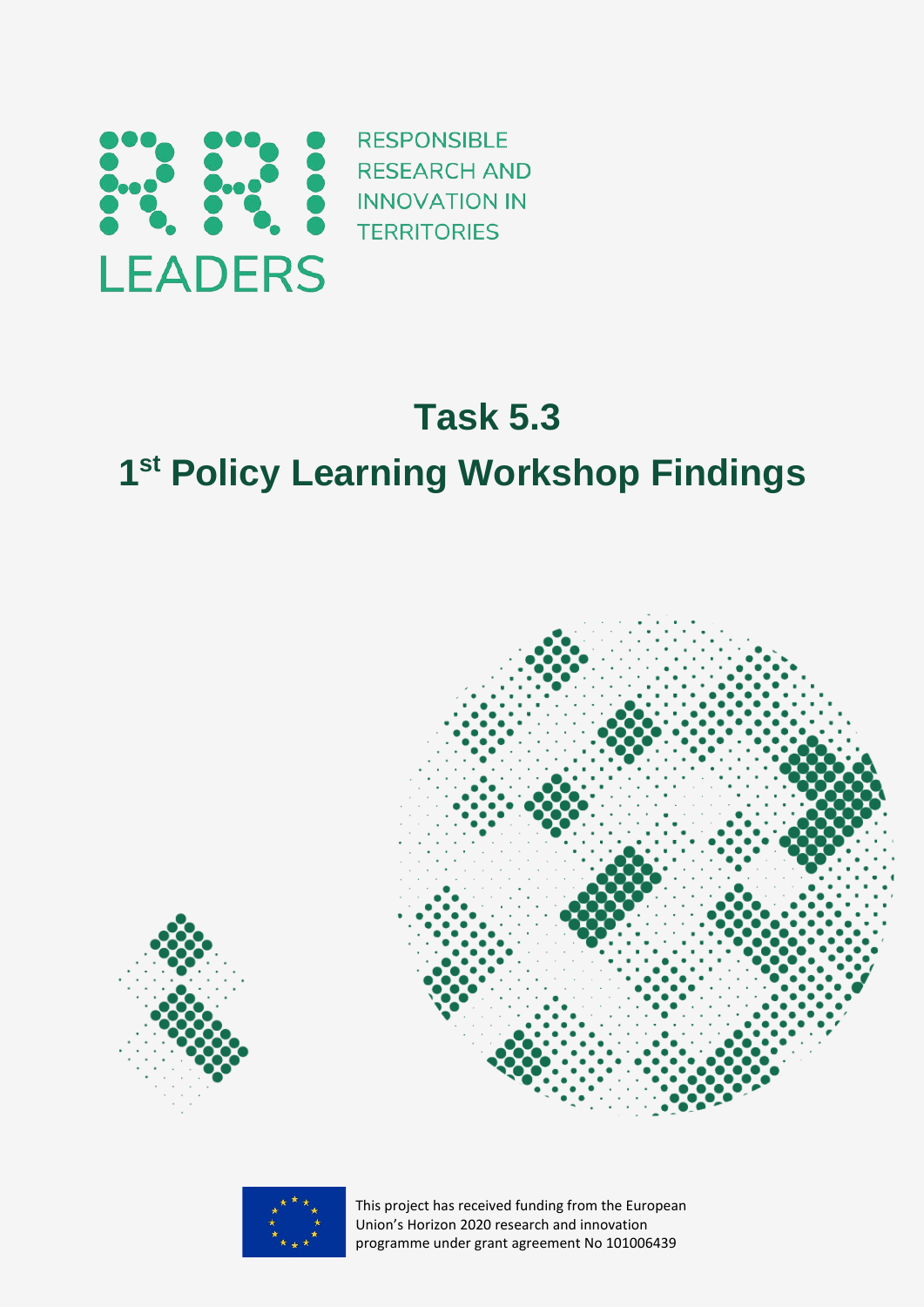RRI LEADERS

RESPONSIBLE RESEARCH AND INNOVATION IN TERRITORIES

# Task 5.3

# 1st Policy Learning Workshop Findings

This project has received funding from the European Union's Horizon 2020 research and innovation programme under grant agreement No 101006439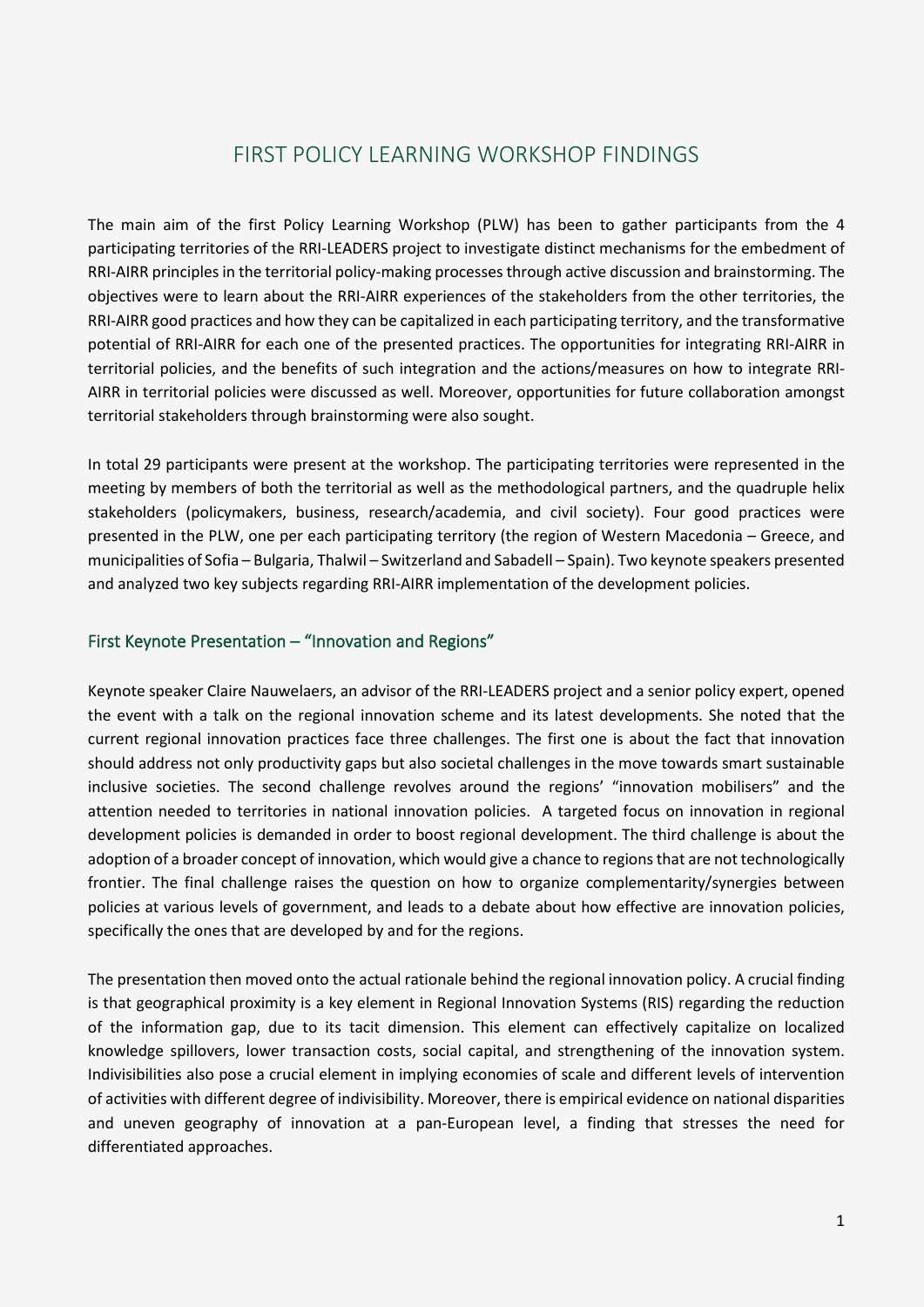# FIRST POLICY LEARNING WORKSHOP FINDINGS

The main aim of the first Policy Learning Workshop (PLW) has been to gather participants from the 4 participating territories of the RRI-LEADERS project to investigate distinct mechanisms for the embedment of RRI-AIRR principles in the territorial policy-making processes through active discussion and brainstorming. The objectives were to learn about the RRI-AIRR experiences of the stakeholders from the other territories, the RRI-AIRR good practices and how they can be capitalized in each participating territory, and the transformative potential of RRI-AIRR for each one of the presented practices. The opportunities for integrating RRI-AIRR in territorial policies, and the benefits of such integration and the actions/measures on how to integrate RRI-AIRR in territorial policies were discussed as well. Moreover, opportunities for future collaboration amongst territorial stakeholders through brainstorming were also sought.

In total 29 participants were present at the workshop. The participating territories were represented in the meeting by members of both the territorial as well as the methodological partners, and the quadruple helix stakeholders (policymakers, business, research/academia, and civil society). Four good practices were presented in the PLW, one per each participating territory (the region of Western Macedonia – Greece, and municipalities of Sofia – Bulgaria, Thalwil – Switzerland and Sabadell – Spain). Two keynote speakers presented and analyzed two key subjects regarding RRI-AIRR implementation of the development policies.

## First Keynote Presentation – "Innovation and Regions"

Keynote speaker Claire Nauwelaers, an advisor of the RRI-LEADERS project and a senior policy expert, opened the event with a talk on the regional innovation scheme and its latest developments. She noted that the current regional innovation practices face three challenges. The first one is about the fact that innovation should address not only productivity gaps but also societal challenges in the move towards smart sustainable inclusive societies. The second challenge revolves around the regions' "innovation mobilisers" and the attention needed to territories in national innovation policies. A targeted focus on innovation in regional development policies is demanded in order to boost regional development. The third challenge is about the adoption of a broader concept of innovation, which would give a chance to regions that are not technologically frontier. The final challenge raises the question on how to organize complementarity/synergies between policies at various levels of government, and leads to a debate about how effective are innovation policies, specifically the ones that are developed by and for the regions.

The presentation then moved onto the actual rationale behind the regional innovation policy. A crucial finding is that geographical proximity is a key element in Regional Innovation Systems (RIS) regarding the reduction of the information gap, due to its tacit dimension. This element can effectively capitalize on localized knowledge spillovers, lower transaction costs, social capital, and strengthening of the innovation system. Indivisibilities also pose a crucial element in implying economies of scale and different levels of intervention of activities with different degree of indivisibility. Moreover, there is empirical evidence on national disparities and uneven geography of innovation at a pan-European level, a finding that stresses the need for differentiated approaches.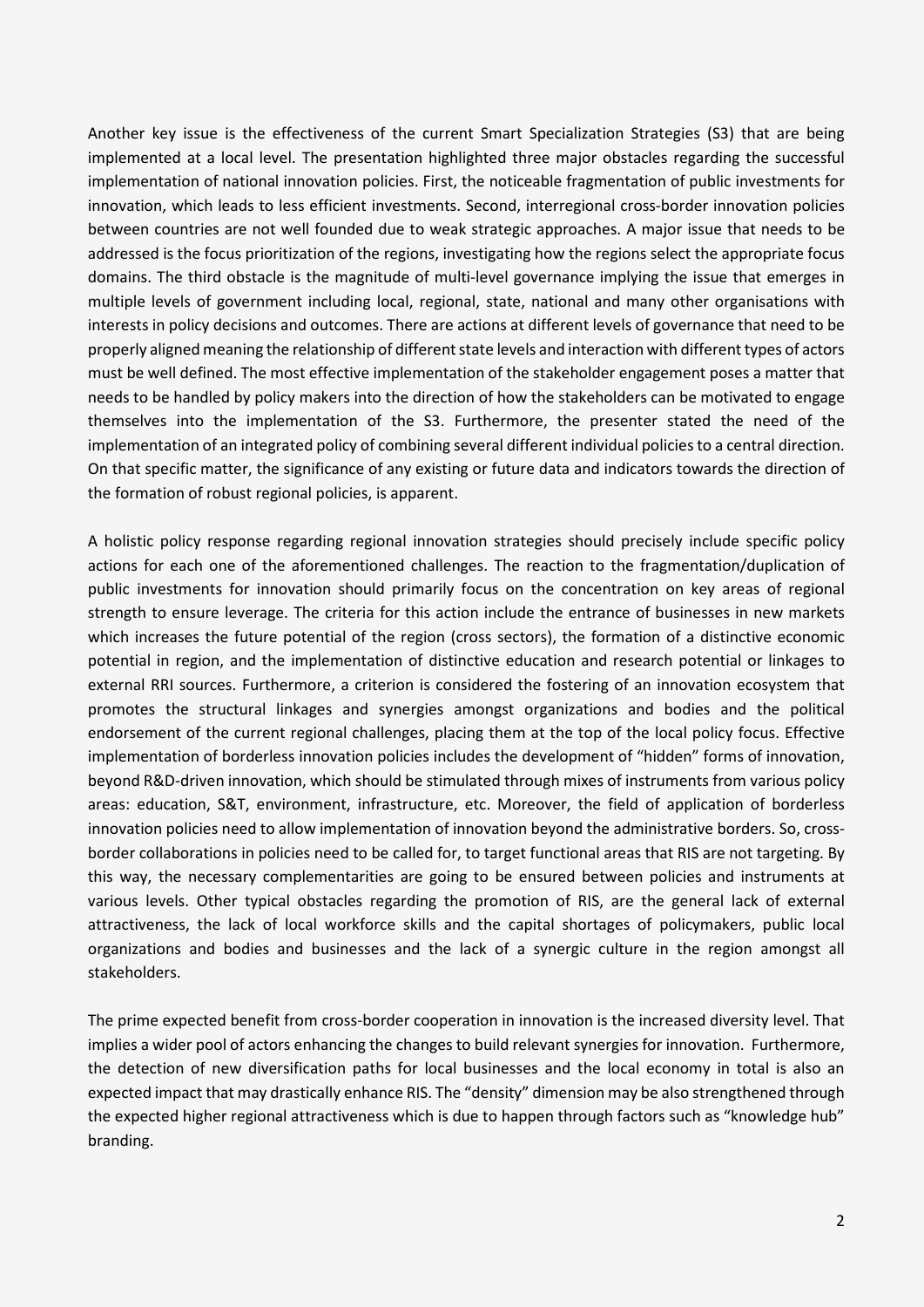Another key issue is the effectiveness of the current Smart Specialization Strategies (S3) that are being implemented at a local level. The presentation highlighted three major obstacles regarding the successful implementation of national innovation policies. First, the noticeable fragmentation of public investments for innovation, which leads to less efficient investments. Second, interregional cross-border innovation policies between countries are not well founded due to weak strategic approaches. A major issue that needs to be addressed is the focus prioritization of the regions, investigating how the regions select the appropriate focus domains. The third obstacle is the magnitude of multi-level governance implying the issue that emerges in multiple levels of government including local, regional, state, national and many other organisations with interests in policy decisions and outcomes. There are actions at different levels of governance that need to be properly aligned meaning the relationship of different state levels and interaction with different types of actors must be well defined. The most effective implementation of the stakeholder engagement poses a matter that needs to be handled by policy makers into the direction of how the stakeholders can be motivated to engage themselves into the implementation of the S3. Furthermore, the presenter stated the need of the implementation of an integrated policy of combining several different individual policies to a central direction. On that specific matter, the significance of any existing or future data and indicators towards the direction of the formation of robust regional policies, is apparent.

A holistic policy response regarding regional innovation strategies should precisely include specific policy actions for each one of the aforementioned challenges. The reaction to the fragmentation/duplication of public investments for innovation should primarily focus on the concentration on key areas of regional strength to ensure leverage. The criteria for this action include the entrance of businesses in new markets which increases the future potential of the region (cross sectors), the formation of a distinctive economic potential in region, and the implementation of distinctive education and research potential or linkages to external RRI sources. Furthermore, a criterion is considered the fostering of an innovation ecosystem that promotes the structural linkages and synergies amongst organizations and bodies and the political endorsement of the current regional challenges, placing them at the top of the local policy focus. Effective implementation of borderless innovation policies includes the development of "hidden" forms of innovation, beyond R&D-driven innovation, which should be stimulated through mixes of instruments from various policy areas: education, S&T, environment, infrastructure, etc. Moreover, the field of application of borderless innovation policies need to allow implementation of innovation beyond the administrative borders. So, cross-border collaborations in policies need to be called for, to target functional areas that RIS are not targeting. By this way, the necessary complementarities are going to be ensured between policies and instruments at various levels. Other typical obstacles regarding the promotion of RIS, are the general lack of external attractiveness, the lack of local workforce skills and the capital shortages of policymakers, public local organizations and bodies and businesses and the lack of a synergic culture in the region amongst all stakeholders.

The prime expected benefit from cross-border cooperation in innovation is the increased diversity level. That implies a wider pool of actors enhancing the changes to build relevant synergies for innovation. Furthermore, the detection of new diversification paths for local businesses and the local economy in total is also an expected impact that may drastically enhance RIS. The "density" dimension may be also strengthened through the expected higher regional attractiveness which is due to happen through factors such as "knowledge hub" branding.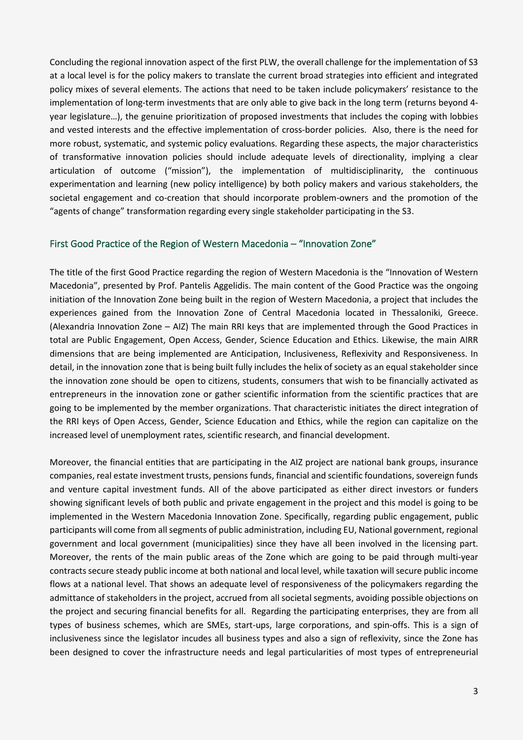Concluding the regional innovation aspect of the first PLW, the overall challenge for the implementation of S3 at a local level is for the policy makers to translate the current broad strategies into efficient and integrated policy mixes of several elements. The actions that need to be taken include policymakers' resistance to the implementation of long-term investments that are only able to give back in the long term (returns beyond 4-year legislature…), the genuine prioritization of proposed investments that includes the coping with lobbies and vested interests and the effective implementation of cross-border policies. Also, there is the need for more robust, systematic, and systemic policy evaluations. Regarding these aspects, the major characteristics of transformative innovation policies should include adequate levels of directionality, implying a clear articulation of outcome ("mission"), the implementation of multidisciplinarity, the continuous experimentation and learning (new policy intelligence) by both policy makers and various stakeholders, the societal engagement and co-creation that should incorporate problem-owners and the promotion of the "agents of change" transformation regarding every single stakeholder participating in the S3.

## First Good Practice of the Region of Western Macedonia – "Innovation Zone"

The title of the first Good Practice regarding the region of Western Macedonia is the "Innovation of Western Macedonia", presented by Prof. Pantelis Aggelidis. The main content of the Good Practice was the ongoing initiation of the Innovation Zone being built in the region of Western Macedonia, a project that includes the experiences gained from the Innovation Zone of Central Macedonia located in Thessaloniki, Greece. (Alexandria Innovation Zone – AIZ) The main RRI keys that are implemented through the Good Practices in total are Public Engagement, Open Access, Gender, Science Education and Ethics. Likewise, the main AIRR dimensions that are being implemented are Anticipation, Inclusiveness, Reflexivity and Responsiveness. In detail, in the innovation zone that is being built fully includes the helix of society as an equal stakeholder since the innovation zone should be open to citizens, students, consumers that wish to be financially activated as entrepreneurs in the innovation zone or gather scientific information from the scientific practices that are going to be implemented by the member organizations. That characteristic initiates the direct integration of the RRI keys of Open Access, Gender, Science Education and Ethics, while the region can capitalize on the increased level of unemployment rates, scientific research, and financial development.

Moreover, the financial entities that are participating in the AIZ project are national bank groups, insurance companies, real estate investment trusts, pensions funds, financial and scientific foundations, sovereign funds and venture capital investment funds. All of the above participated as either direct investors or funders showing significant levels of both public and private engagement in the project and this model is going to be implemented in the Western Macedonia Innovation Zone. Specifically, regarding public engagement, public participants will come from all segments of public administration, including EU, National government, regional government and local government (municipalities) since they have all been involved in the licensing part. Moreover, the rents of the main public areas of the Zone which are going to be paid through multi-year contracts secure steady public income at both national and local level, while taxation will secure public income flows at a national level. That shows an adequate level of responsiveness of the policymakers regarding the admittance of stakeholders in the project, accrued from all societal segments, avoiding possible objections on the project and securing financial benefits for all. Regarding the participating enterprises, they are from all types of business schemes, which are SMEs, start-ups, large corporations, and spin-offs. This is a sign of inclusiveness since the legislator incudes all business types and also a sign of reflexivity, since the Zone has been designed to cover the infrastructure needs and legal particularities of most types of entrepreneurial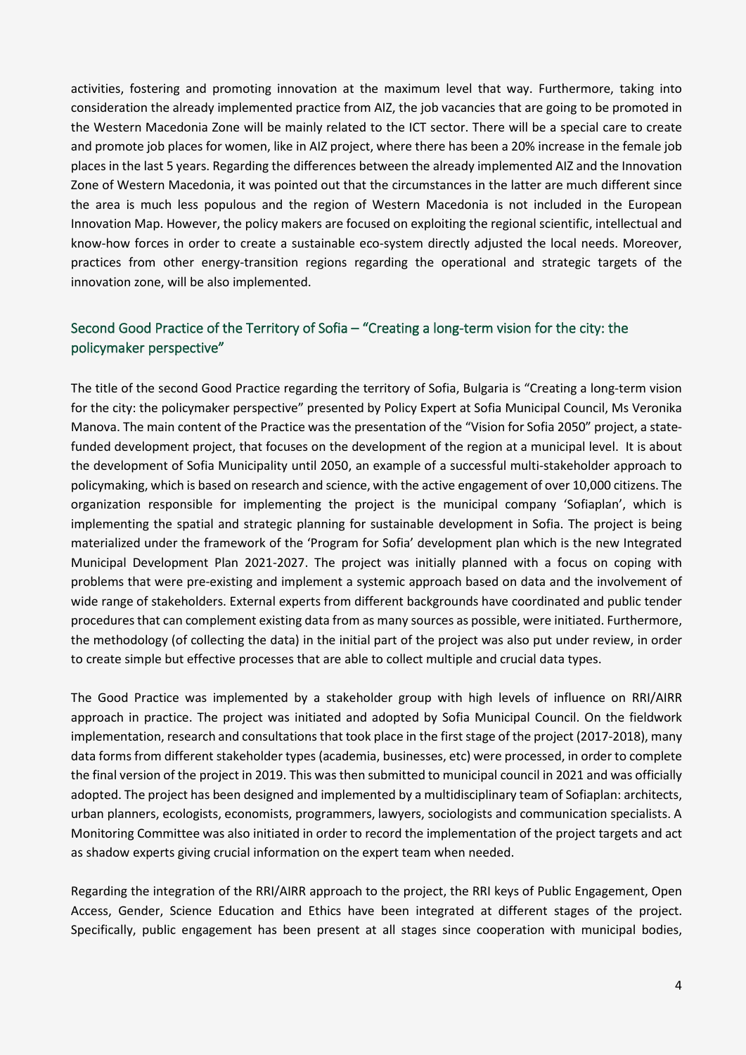activities, fostering and promoting innovation at the maximum level that way. Furthermore, taking into consideration the already implemented practice from AIZ, the job vacancies that are going to be promoted in the Western Macedonia Zone will be mainly related to the ICT sector. There will be a special care to create and promote job places for women, like in AIZ project, where there has been a 20% increase in the female job places in the last 5 years. Regarding the differences between the already implemented AIZ and the Innovation Zone of Western Macedonia, it was pointed out that the circumstances in the latter are much different since the area is much less populous and the region of Western Macedonia is not included in the European Innovation Map. However, the policy makers are focused on exploiting the regional scientific, intellectual and know-how forces in order to create a sustainable eco-system directly adjusted the local needs. Moreover, practices from other energy-transition regions regarding the operational and strategic targets of the innovation zone, will be also implemented.

## Second Good Practice of the Territory of Sofia – "Creating a long-term vision for the city: the policymaker perspective"

The title of the second Good Practice regarding the territory of Sofia, Bulgaria is "Creating a long-term vision for the city: the policymaker perspective" presented by Policy Expert at Sofia Municipal Council, Ms Veronika Manova. The main content of the Practice was the presentation of the "Vision for Sofia 2050" project, a state-funded development project, that focuses on the development of the region at a municipal level. It is about the development of Sofia Municipality until 2050, an example of a successful multi-stakeholder approach to policymaking, which is based on research and science, with the active engagement of over 10,000 citizens. The organization responsible for implementing the project is the municipal company 'Sofiaplan', which is implementing the spatial and strategic planning for sustainable development in Sofia. The project is being materialized under the framework of the 'Program for Sofia' development plan which is the new Integrated Municipal Development Plan 2021-2027. The project was initially planned with a focus on coping with problems that were pre-existing and implement a systemic approach based on data and the involvement of wide range of stakeholders. External experts from different backgrounds have coordinated and public tender procedures that can complement existing data from as many sources as possible, were initiated. Furthermore, the methodology (of collecting the data) in the initial part of the project was also put under review, in order to create simple but effective processes that are able to collect multiple and crucial data types.

The Good Practice was implemented by a stakeholder group with high levels of influence on RRI/AIRR approach in practice. The project was initiated and adopted by Sofia Municipal Council. On the fieldwork implementation, research and consultations that took place in the first stage of the project (2017-2018), many data forms from different stakeholder types (academia, businesses, etc) were processed, in order to complete the final version of the project in 2019. This was then submitted to municipal council in 2021 and was officially adopted. The project has been designed and implemented by a multidisciplinary team of Sofiaplan: architects, urban planners, ecologists, economists, programmers, lawyers, sociologists and communication specialists. A Monitoring Committee was also initiated in order to record the implementation of the project targets and act as shadow experts giving crucial information on the expert team when needed.

Regarding the integration of the RRI/AIRR approach to the project, the RRI keys of Public Engagement, Open Access, Gender, Science Education and Ethics have been integrated at different stages of the project. Specifically, public engagement has been present at all stages since cooperation with municipal bodies,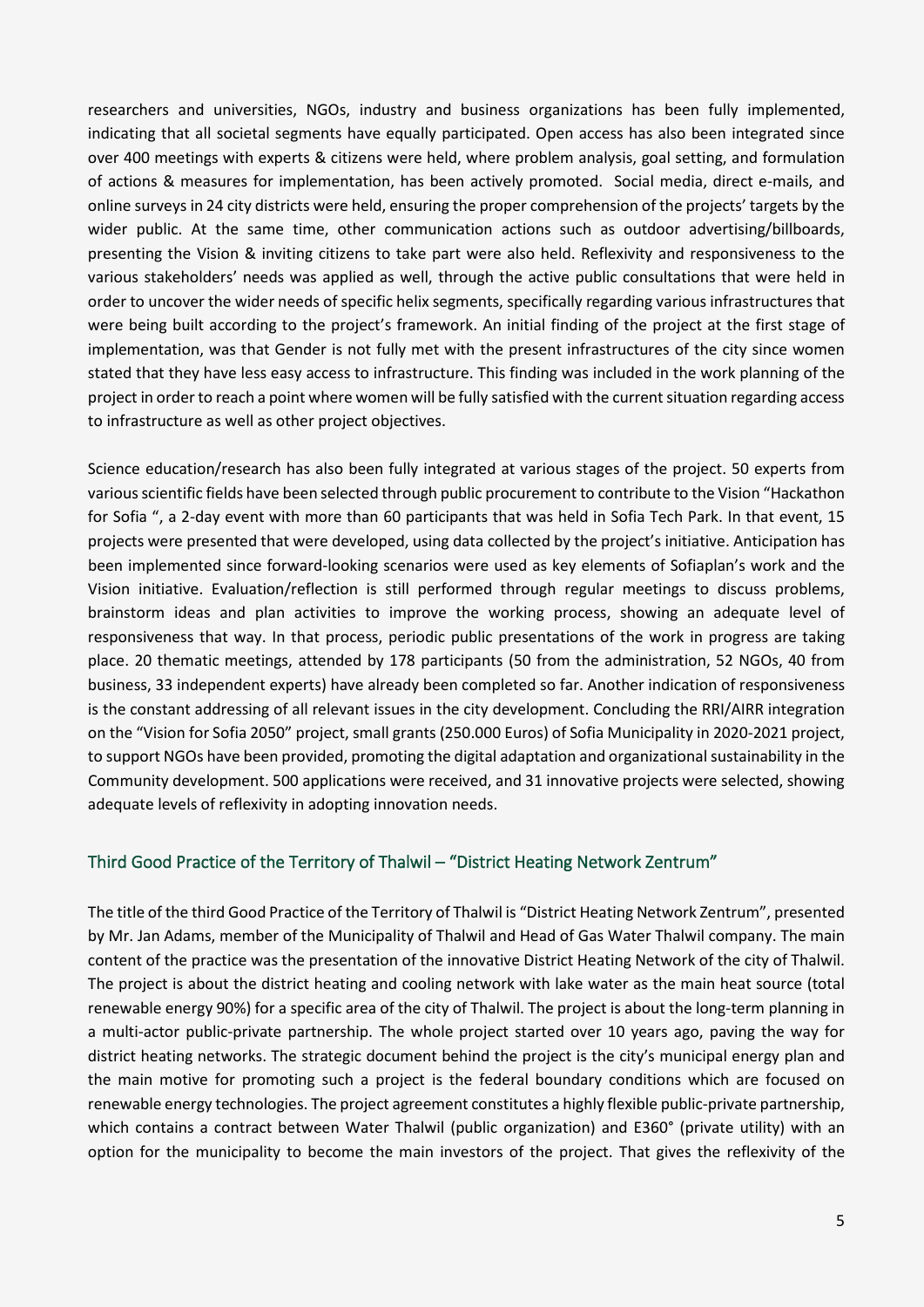researchers and universities, NGOs, industry and business organizations has been fully implemented, indicating that all societal segments have equally participated. Open access has also been integrated since over 400 meetings with experts & citizens were held, where problem analysis, goal setting, and formulation of actions & measures for implementation, has been actively promoted. Social media, direct e-mails, and online surveys in 24 city districts were held, ensuring the proper comprehension of the projects' targets by the wider public. At the same time, other communication actions such as outdoor advertising/billboards, presenting the Vision & inviting citizens to take part were also held. Reflexivity and responsiveness to the various stakeholders' needs was applied as well, through the active public consultations that were held in order to uncover the wider needs of specific helix segments, specifically regarding various infrastructures that were being built according to the project's framework. An initial finding of the project at the first stage of implementation, was that Gender is not fully met with the present infrastructures of the city since women stated that they have less easy access to infrastructure. This finding was included in the work planning of the project in order to reach a point where women will be fully satisfied with the current situation regarding access to infrastructure as well as other project objectives.

Science education/research has also been fully integrated at various stages of the project. 50 experts from various scientific fields have been selected through public procurement to contribute to the Vision "Hackathon for Sofia ", a 2-day event with more than 60 participants that was held in Sofia Tech Park. In that event, 15 projects were presented that were developed, using data collected by the project's initiative. Anticipation has been implemented since forward-looking scenarios were used as key elements of Sofiaplan's work and the Vision initiative. Evaluation/reflection is still performed through regular meetings to discuss problems, brainstorm ideas and plan activities to improve the working process, showing an adequate level of responsiveness that way. In that process, periodic public presentations of the work in progress are taking place. 20 thematic meetings, attended by 178 participants (50 from the administration, 52 NGOs, 40 from business, 33 independent experts) have already been completed so far. Another indication of responsiveness is the constant addressing of all relevant issues in the city development. Concluding the RRI/AIRR integration on the "Vision for Sofia 2050" project, small grants (250.000 Euros) of Sofia Municipality in 2020-2021 project, to support NGOs have been provided, promoting the digital adaptation and organizational sustainability in the Community development. 500 applications were received, and 31 innovative projects were selected, showing adequate levels of reflexivity in adopting innovation needs.

## Third Good Practice of the Territory of Thalwil – "District Heating Network Zentrum"

The title of the third Good Practice of the Territory of Thalwil is "District Heating Network Zentrum", presented by Mr. Jan Adams, member of the Municipality of Thalwil and Head of Gas Water Thalwil company. The main content of the practice was the presentation of the innovative District Heating Network of the city of Thalwil. The project is about the district heating and cooling network with lake water as the main heat source (total renewable energy 90%) for a specific area of the city of Thalwil. The project is about the long-term planning in a multi-actor public-private partnership. The whole project started over 10 years ago, paving the way for district heating networks. The strategic document behind the project is the city's municipal energy plan and the main motive for promoting such a project is the federal boundary conditions which are focused on renewable energy technologies. The project agreement constitutes a highly flexible public-private partnership, which contains a contract between Water Thalwil (public organization) and E360° (private utility) with an option for the municipality to become the main investors of the project. That gives the reflexivity of the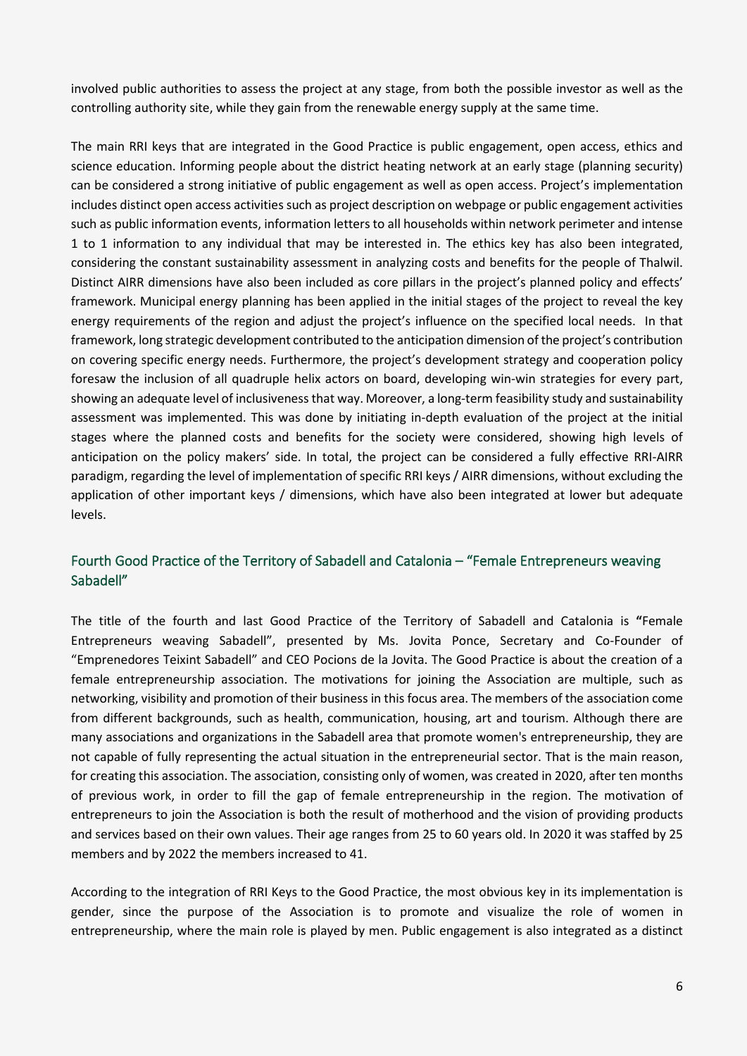involved public authorities to assess the project at any stage, from both the possible investor as well as the controlling authority site, while they gain from the renewable energy supply at the same time.

The main RRI keys that are integrated in the Good Practice is public engagement, open access, ethics and science education. Informing people about the district heating network at an early stage (planning security) can be considered a strong initiative of public engagement as well as open access. Project's implementation includes distinct open access activities such as project description on webpage or public engagement activities such as public information events, information letters to all households within network perimeter and intense 1 to 1 information to any individual that may be interested in. The ethics key has also been integrated, considering the constant sustainability assessment in analyzing costs and benefits for the people of Thalwil. Distinct AIRR dimensions have also been included as core pillars in the project's planned policy and effects' framework. Municipal energy planning has been applied in the initial stages of the project to reveal the key energy requirements of the region and adjust the project's influence on the specified local needs. In that framework, long strategic development contributed to the anticipation dimension of the project's contribution on covering specific energy needs. Furthermore, the project's development strategy and cooperation policy foresaw the inclusion of all quadruple helix actors on board, developing win-win strategies for every part, showing an adequate level of inclusiveness that way. Moreover, a long-term feasibility study and sustainability assessment was implemented. This was done by initiating in-depth evaluation of the project at the initial stages where the planned costs and benefits for the society were considered, showing high levels of anticipation on the policy makers' side. In total, the project can be considered a fully effective RRI-AIRR paradigm, regarding the level of implementation of specific RRI keys / AIRR dimensions, without excluding the application of other important keys / dimensions, which have also been integrated at lower but adequate levels.

## Fourth Good Practice of the Territory of Sabadell and Catalonia – "Female Entrepreneurs weaving Sabadell"

The title of the fourth and last Good Practice of the Territory of Sabadell and Catalonia is **"**Female Entrepreneurs weaving Sabadell", presented by Ms. Jovita Ponce, Secretary and Co-Founder of "Emprenedores Teixint Sabadell" and CEO Pocions de la Jovita. The Good Practice is about the creation of a female entrepreneurship association. The motivations for joining the Association are multiple, such as networking, visibility and promotion of their business in this focus area. The members of the association come from different backgrounds, such as health, communication, housing, art and tourism. Although there are many associations and organizations in the Sabadell area that promote women's entrepreneurship, they are not capable of fully representing the actual situation in the entrepreneurial sector. That is the main reason, for creating this association. The association, consisting only of women, was created in 2020, after ten months of previous work, in order to fill the gap of female entrepreneurship in the region. The motivation of entrepreneurs to join the Association is both the result of motherhood and the vision of providing products and services based on their own values. Their age ranges from 25 to 60 years old. In 2020 it was staffed by 25 members and by 2022 the members increased to 41.

According to the integration of RRI Keys to the Good Practice, the most obvious key in its implementation is gender, since the purpose of the Association is to promote and visualize the role of women in entrepreneurship, where the main role is played by men. Public engagement is also integrated as a distinct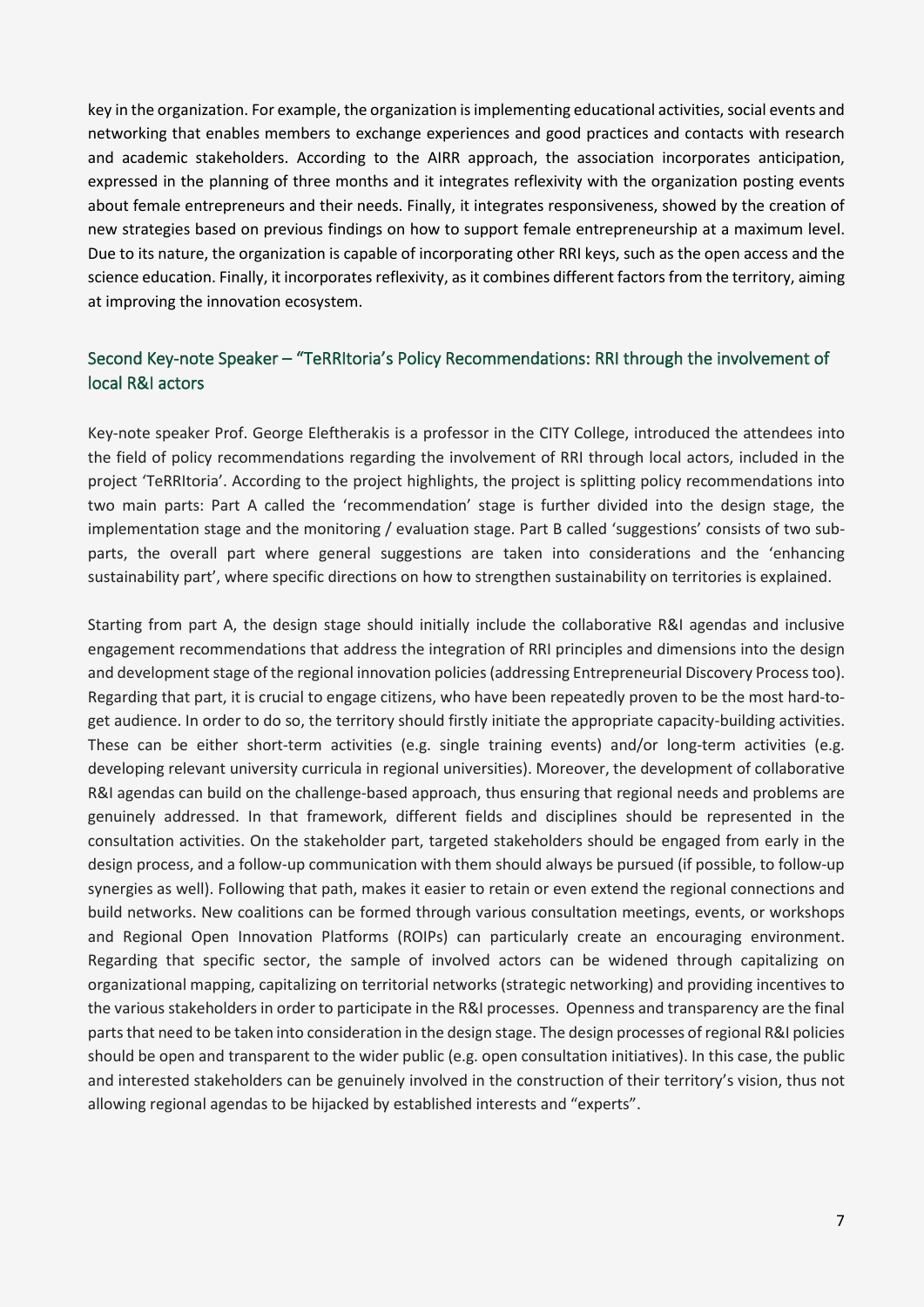key in the organization. For example, the organization is implementing educational activities, social events and networking that enables members to exchange experiences and good practices and contacts with research and academic stakeholders. According to the AIRR approach, the association incorporates anticipation, expressed in the planning of three months and it integrates reflexivity with the organization posting events about female entrepreneurs and their needs. Finally, it integrates responsiveness, showed by the creation of new strategies based on previous findings on how to support female entrepreneurship at a maximum level. Due to its nature, the organization is capable of incorporating other RRI keys, such as the open access and the science education. Finally, it incorporates reflexivity, as it combines different factors from the territory, aiming at improving the innovation ecosystem.

## Second Key-note Speaker – "TeRRItoria's Policy Recommendations: RRI through the involvement of local R&I actors

Key-note speaker Prof. George Eleftherakis is a professor in the CITY College, introduced the attendees into the field of policy recommendations regarding the involvement of RRI through local actors, included in the project 'TeRRItoria'. According to the project highlights, the project is splitting policy recommendations into two main parts: Part A called the 'recommendation' stage is further divided into the design stage, the implementation stage and the monitoring / evaluation stage. Part B called 'suggestions' consists of two sub-parts, the overall part where general suggestions are taken into considerations and the 'enhancing sustainability part', where specific directions on how to strengthen sustainability on territories is explained.

Starting from part A, the design stage should initially include the collaborative R&I agendas and inclusive engagement recommendations that address the integration of RRI principles and dimensions into the design and development stage of the regional innovation policies (addressing Entrepreneurial Discovery Process too). Regarding that part, it is crucial to engage citizens, who have been repeatedly proven to be the most hard-to-get audience. In order to do so, the territory should firstly initiate the appropriate capacity-building activities. These can be either short-term activities (e.g. single training events) and/or long-term activities (e.g. developing relevant university curricula in regional universities). Moreover, the development of collaborative R&I agendas can build on the challenge-based approach, thus ensuring that regional needs and problems are genuinely addressed. In that framework, different fields and disciplines should be represented in the consultation activities. On the stakeholder part, targeted stakeholders should be engaged from early in the design process, and a follow-up communication with them should always be pursued (if possible, to follow-up synergies as well). Following that path, makes it easier to retain or even extend the regional connections and build networks. New coalitions can be formed through various consultation meetings, events, or workshops and Regional Open Innovation Platforms (ROIPs) can particularly create an encouraging environment. Regarding that specific sector, the sample of involved actors can be widened through capitalizing on organizational mapping, capitalizing on territorial networks (strategic networking) and providing incentives to the various stakeholders in order to participate in the R&I processes. Openness and transparency are the final parts that need to be taken into consideration in the design stage. The design processes of regional R&I policies should be open and transparent to the wider public (e.g. open consultation initiatives). In this case, the public and interested stakeholders can be genuinely involved in the construction of their territory's vision, thus not allowing regional agendas to be hijacked by established interests and "experts".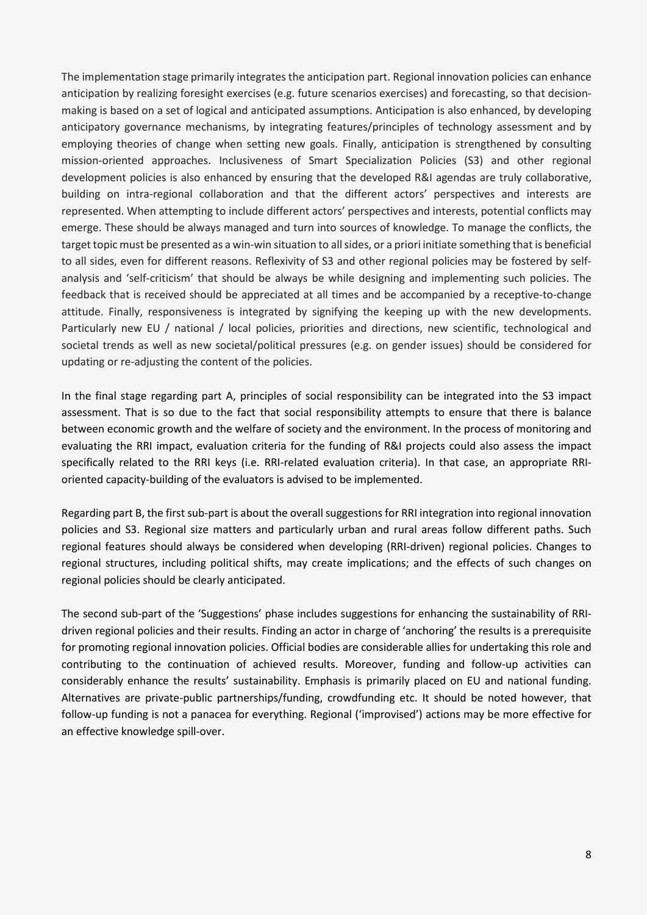The implementation stage primarily integrates the anticipation part. Regional innovation policies can enhance anticipation by realizing foresight exercises (e.g. future scenarios exercises) and forecasting, so that decision-making is based on a set of logical and anticipated assumptions. Anticipation is also enhanced, by developing anticipatory governance mechanisms, by integrating features/principles of technology assessment and by employing theories of change when setting new goals. Finally, anticipation is strengthened by consulting mission-oriented approaches. Inclusiveness of Smart Specialization Policies (S3) and other regional development policies is also enhanced by ensuring that the developed R&I agendas are truly collaborative, building on intra-regional collaboration and that the different actors' perspectives and interests are represented. When attempting to include different actors' perspectives and interests, potential conflicts may emerge. These should be always managed and turn into sources of knowledge. To manage the conflicts, the target topic must be presented as a win-win situation to all sides, or a priori initiate something that is beneficial to all sides, even for different reasons. Reflexivity of S3 and other regional policies may be fostered by self-analysis and 'self-criticism' that should be always be while designing and implementing such policies. The feedback that is received should be appreciated at all times and be accompanied by a receptive-to-change attitude. Finally, responsiveness is integrated by signifying the keeping up with the new developments. Particularly new EU / national / local policies, priorities and directions, new scientific, technological and societal trends as well as new societal/political pressures (e.g. on gender issues) should be considered for updating or re-adjusting the content of the policies.

In the final stage regarding part A, principles of social responsibility can be integrated into the S3 impact assessment. That is so due to the fact that social responsibility attempts to ensure that there is balance between economic growth and the welfare of society and the environment. In the process of monitoring and evaluating the RRI impact, evaluation criteria for the funding of R&I projects could also assess the impact specifically related to the RRI keys (i.e. RRI-related evaluation criteria). In that case, an appropriate RRI-oriented capacity-building of the evaluators is advised to be implemented.

Regarding part B, the first sub-part is about the overall suggestions for RRI integration into regional innovation policies and S3. Regional size matters and particularly urban and rural areas follow different paths. Such regional features should always be considered when developing (RRI-driven) regional policies. Changes to regional structures, including political shifts, may create implications; and the effects of such changes on regional policies should be clearly anticipated.

The second sub-part of the 'Suggestions' phase includes suggestions for enhancing the sustainability of RRI-driven regional policies and their results. Finding an actor in charge of 'anchoring' the results is a prerequisite for promoting regional innovation policies. Official bodies are considerable allies for undertaking this role and contributing to the continuation of achieved results. Moreover, funding and follow-up activities can considerably enhance the results' sustainability. Emphasis is primarily placed on EU and national funding. Alternatives are private-public partnerships/funding, crowdfunding etc. It should be noted however, that follow-up funding is not a panacea for everything. Regional ('improvised') actions may be more effective for an effective knowledge spill-over.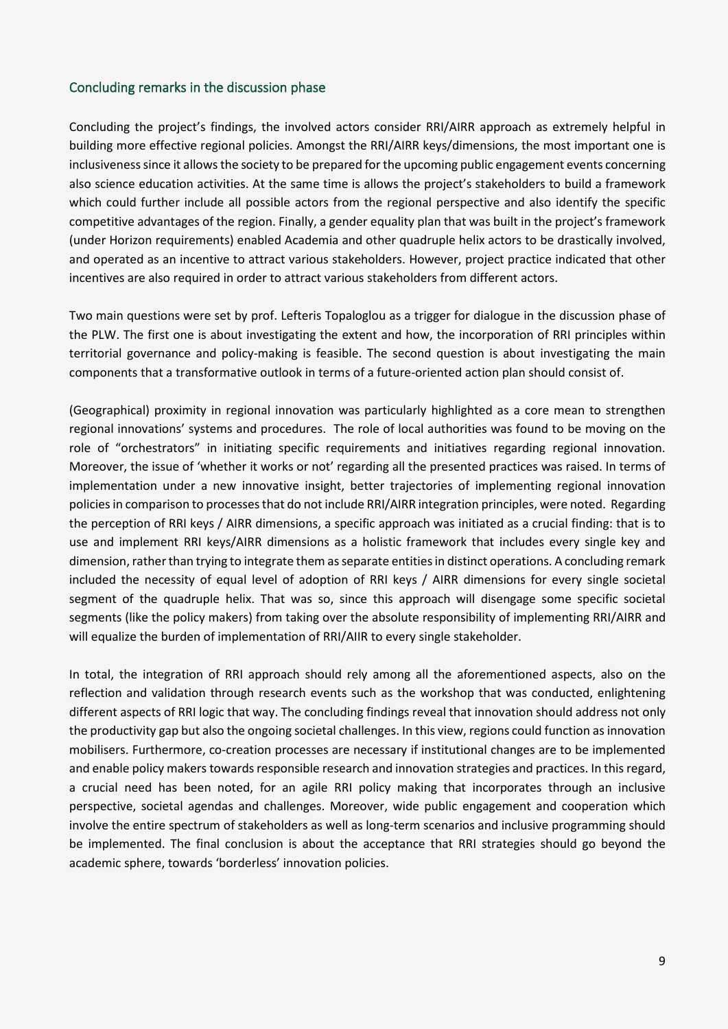## Concluding remarks in the discussion phase

Concluding the project's findings, the involved actors consider RRI/AIRR approach as extremely helpful in building more effective regional policies. Amongst the RRI/AIRR keys/dimensions, the most important one is inclusiveness since it allows the society to be prepared for the upcoming public engagement events concerning also science education activities. At the same time is allows the project's stakeholders to build a framework which could further include all possible actors from the regional perspective and also identify the specific competitive advantages of the region. Finally, a gender equality plan that was built in the project's framework (under Horizon requirements) enabled Academia and other quadruple helix actors to be drastically involved, and operated as an incentive to attract various stakeholders. However, project practice indicated that other incentives are also required in order to attract various stakeholders from different actors.

Two main questions were set by prof. Lefteris Topaloglou as a trigger for dialogue in the discussion phase of the PLW. The first one is about investigating the extent and how, the incorporation of RRI principles within territorial governance and policy-making is feasible. The second question is about investigating the main components that a transformative outlook in terms of a future-oriented action plan should consist of.

(Geographical) proximity in regional innovation was particularly highlighted as a core mean to strengthen regional innovations' systems and procedures. The role of local authorities was found to be moving on the role of "orchestrators" in initiating specific requirements and initiatives regarding regional innovation. Moreover, the issue of 'whether it works or not' regarding all the presented practices was raised. In terms of implementation under a new innovative insight, better trajectories of implementing regional innovation policies in comparison to processes that do not include RRI/AIRR integration principles, were noted. Regarding the perception of RRI keys / AIRR dimensions, a specific approach was initiated as a crucial finding: that is to use and implement RRI keys/AIRR dimensions as a holistic framework that includes every single key and dimension, rather than trying to integrate them as separate entities in distinct operations. A concluding remark included the necessity of equal level of adoption of RRI keys / AIRR dimensions for every single societal segment of the quadruple helix. That was so, since this approach will disengage some specific societal segments (like the policy makers) from taking over the absolute responsibility of implementing RRI/AIRR and will equalize the burden of implementation of RRI/AIIR to every single stakeholder.

In total, the integration of RRI approach should rely among all the aforementioned aspects, also on the reflection and validation through research events such as the workshop that was conducted, enlightening different aspects of RRI logic that way. The concluding findings reveal that innovation should address not only the productivity gap but also the ongoing societal challenges. In this view, regions could function as innovation mobilisers. Furthermore, co-creation processes are necessary if institutional changes are to be implemented and enable policy makers towards responsible research and innovation strategies and practices. In this regard, a crucial need has been noted, for an agile RRI policy making that incorporates through an inclusive perspective, societal agendas and challenges. Moreover, wide public engagement and cooperation which involve the entire spectrum of stakeholders as well as long-term scenarios and inclusive programming should be implemented. The final conclusion is about the acceptance that RRI strategies should go beyond the academic sphere, towards 'borderless' innovation policies.